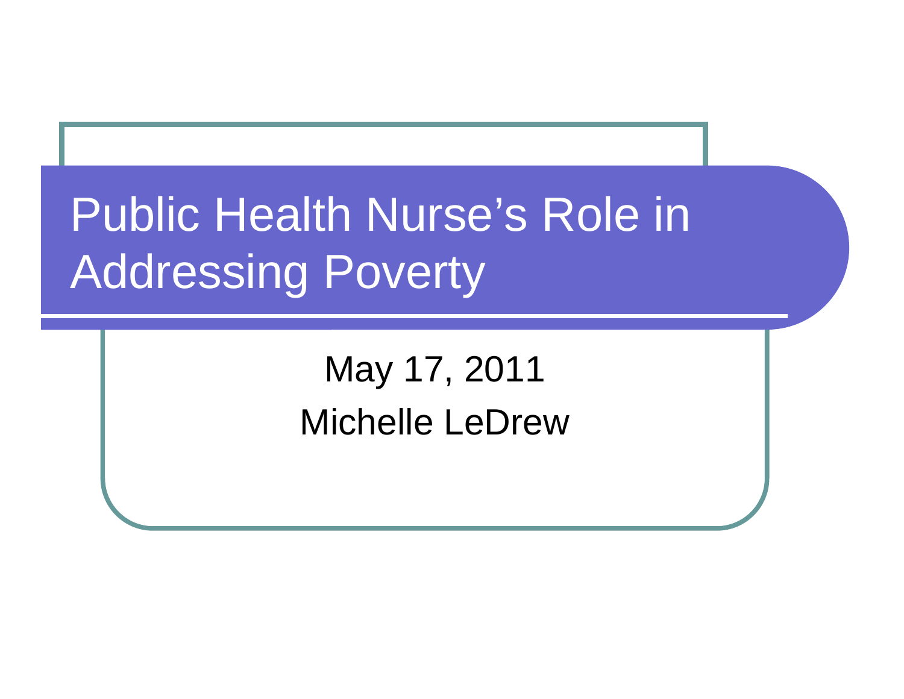# Public Health Nurse's Role in Addressing Poverty

May 17, 2011

Michelle LeDrew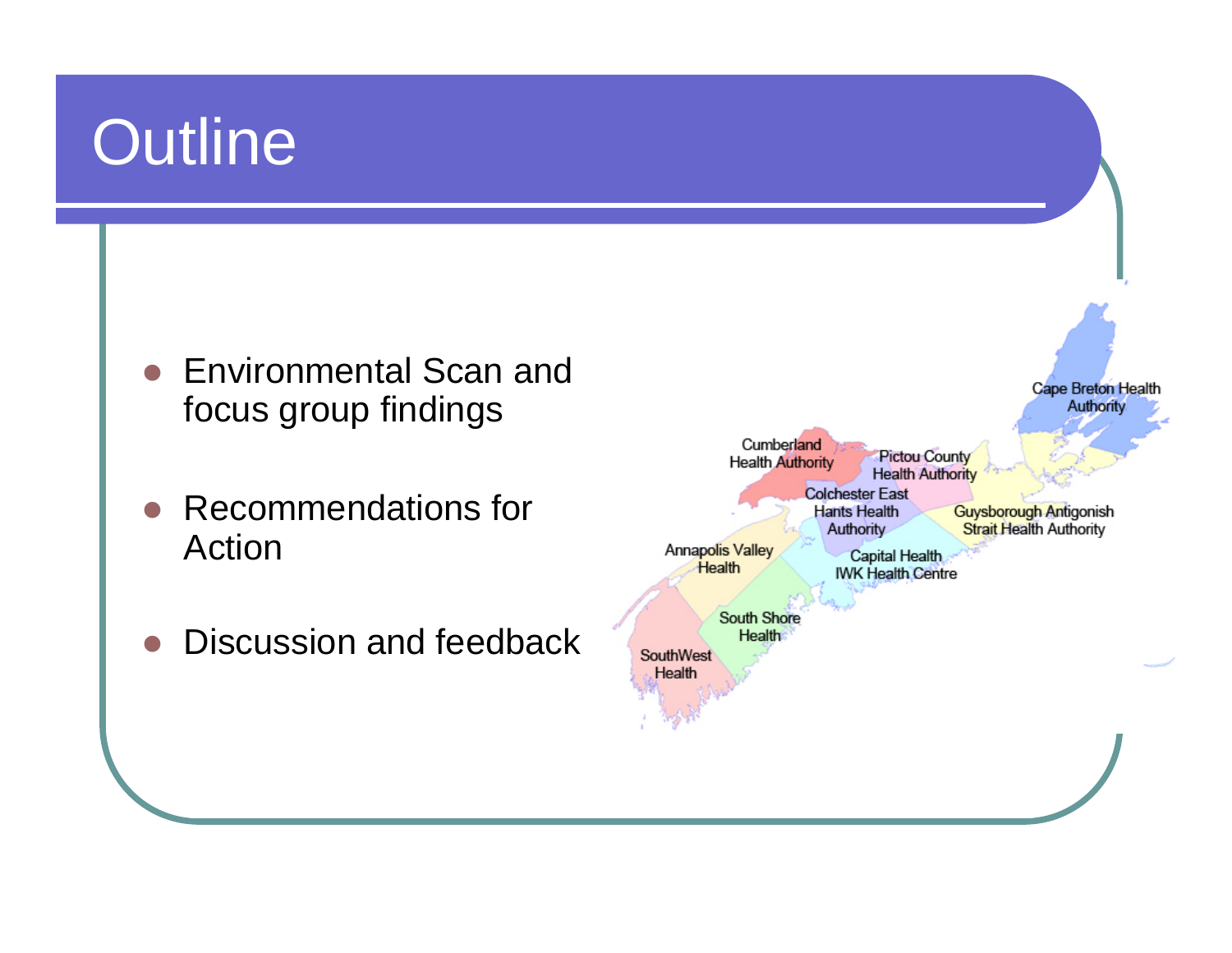# Outline

- Environmental Scan and focus group findings
- Recommendations for Action
- Discussion and feedback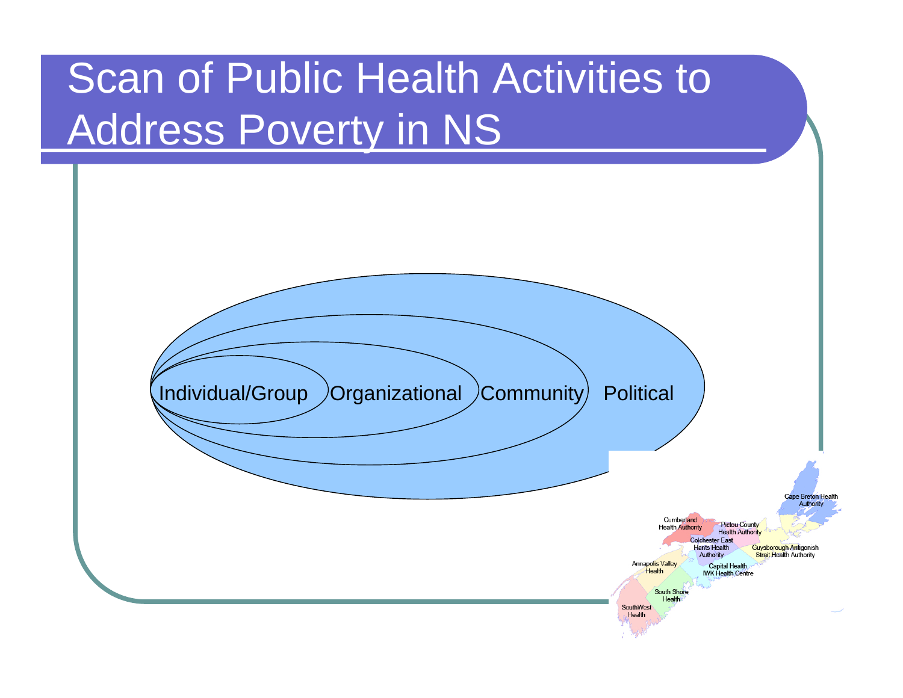# Scan of Public Health Activities to Address Poverty in NS

Individual/Group

Organizational

Community

Political

Cape Breton Health Authority

Cumberland Health Authority

Pictou County Health Authority

Colchester East Hants Health Authority

Guysborough Antigonish Strait Health Authority

Annapolis Valley Health

Capital Health IWK Health Centre

South Shore Health

SouthWest Health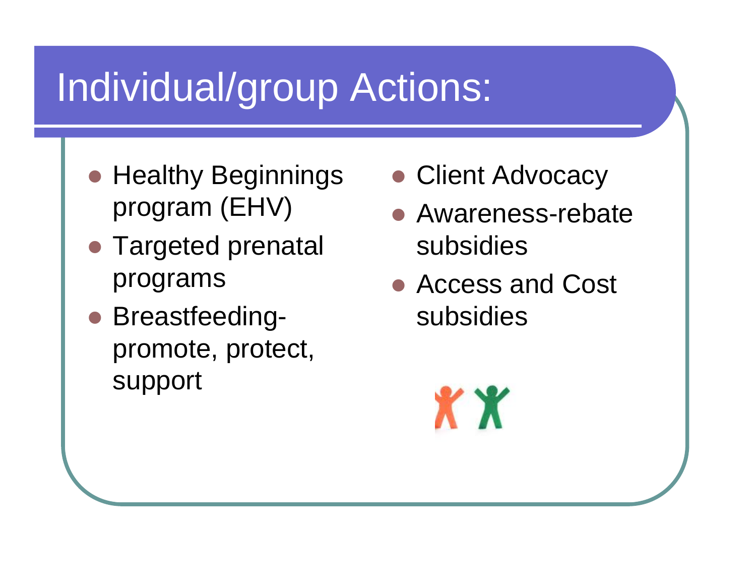# Individual/group Actions:

- Healthy Beginnings program (EHV)
- Targeted prenatal programs
- Breastfeeding- promote, protect, support
- Client Advocacy
- Awareness-rebate subsidies
- Access and Cost subsidies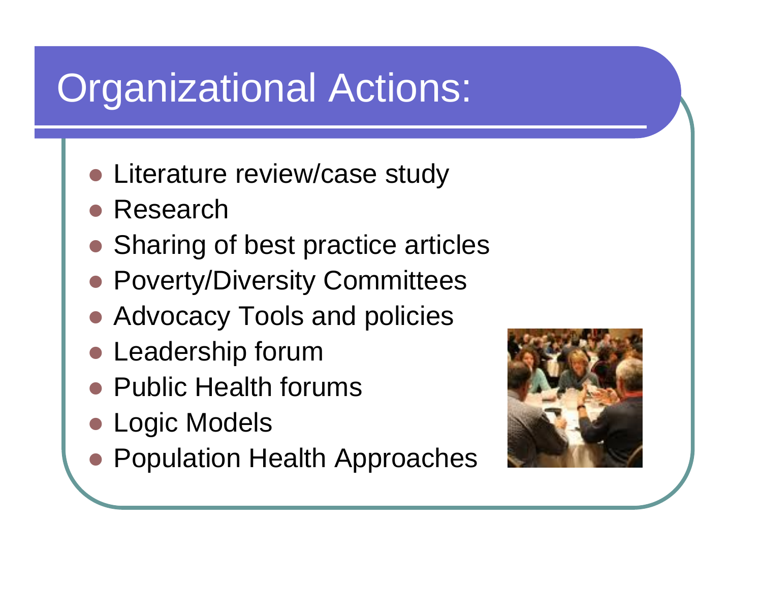# Organizational Actions:

- Literature review/case study
- Research
- Sharing of best practice articles
- Poverty/Diversity Committees
- Advocacy Tools and policies
- Leadership forum
- Public Health forums
- Logic Models
- Population Health Approaches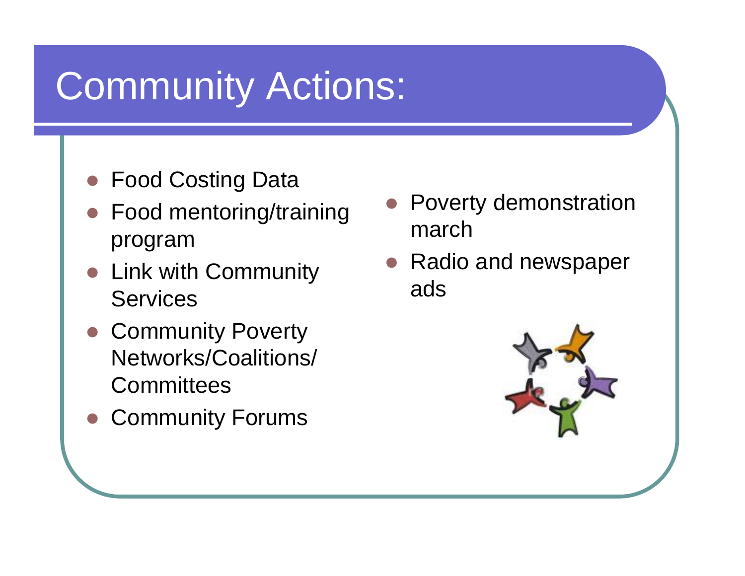# Community Actions:

- Food Costing Data
- Food mentoring/training program
- Link with Community Services
- Community Poverty Networks/Coalitions/ Committees
- Community Forums
- Poverty demonstration march
- Radio and newspaper ads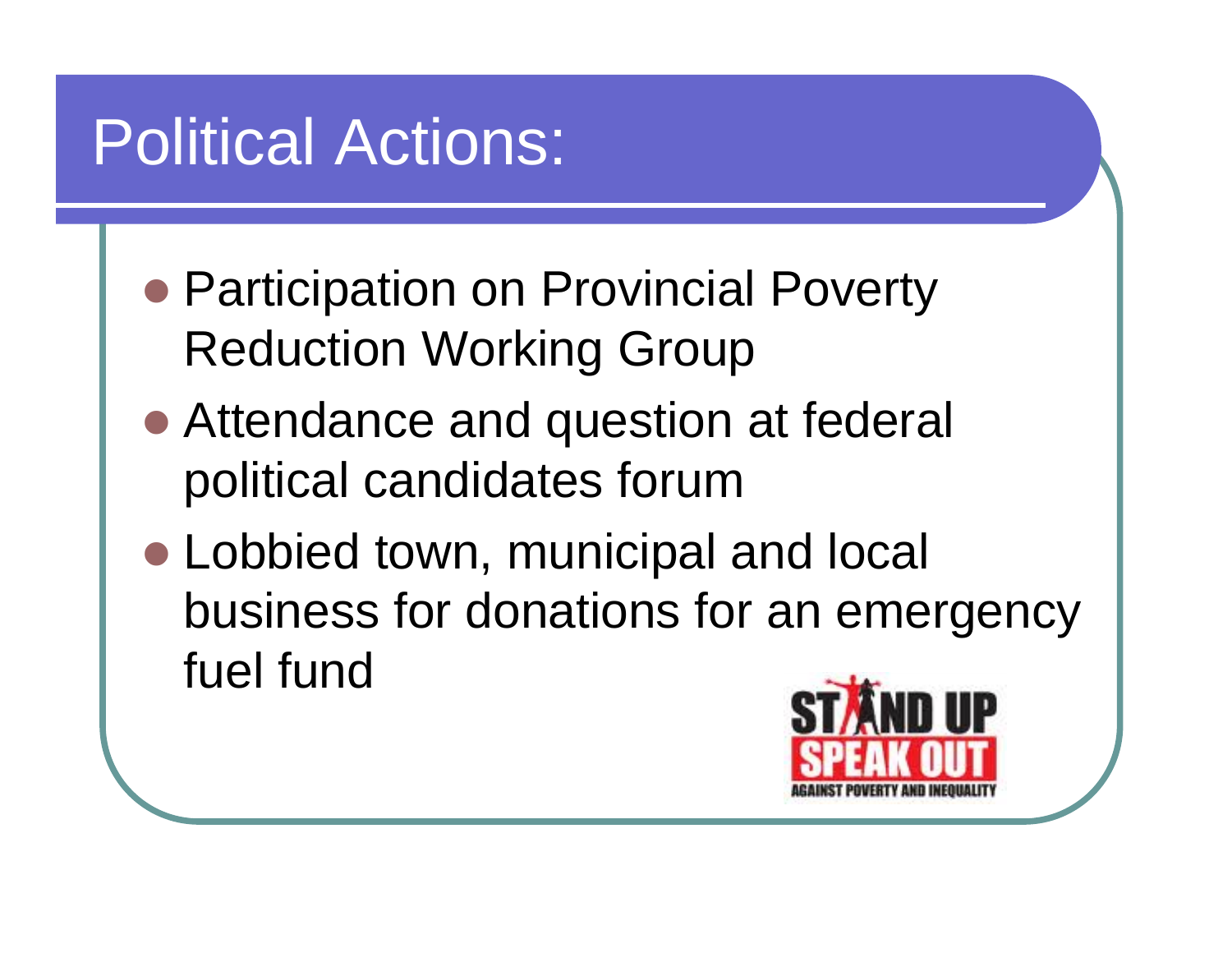# Political Actions:

- Participation on Provincial Poverty Reduction Working Group
- Attendance and question at federal political candidates forum
- Lobbied town, municipal and local business for donations for an emergency fuel fund

STAND UP SPEAK OUT AGAINST POVERTY AND INEQUALITY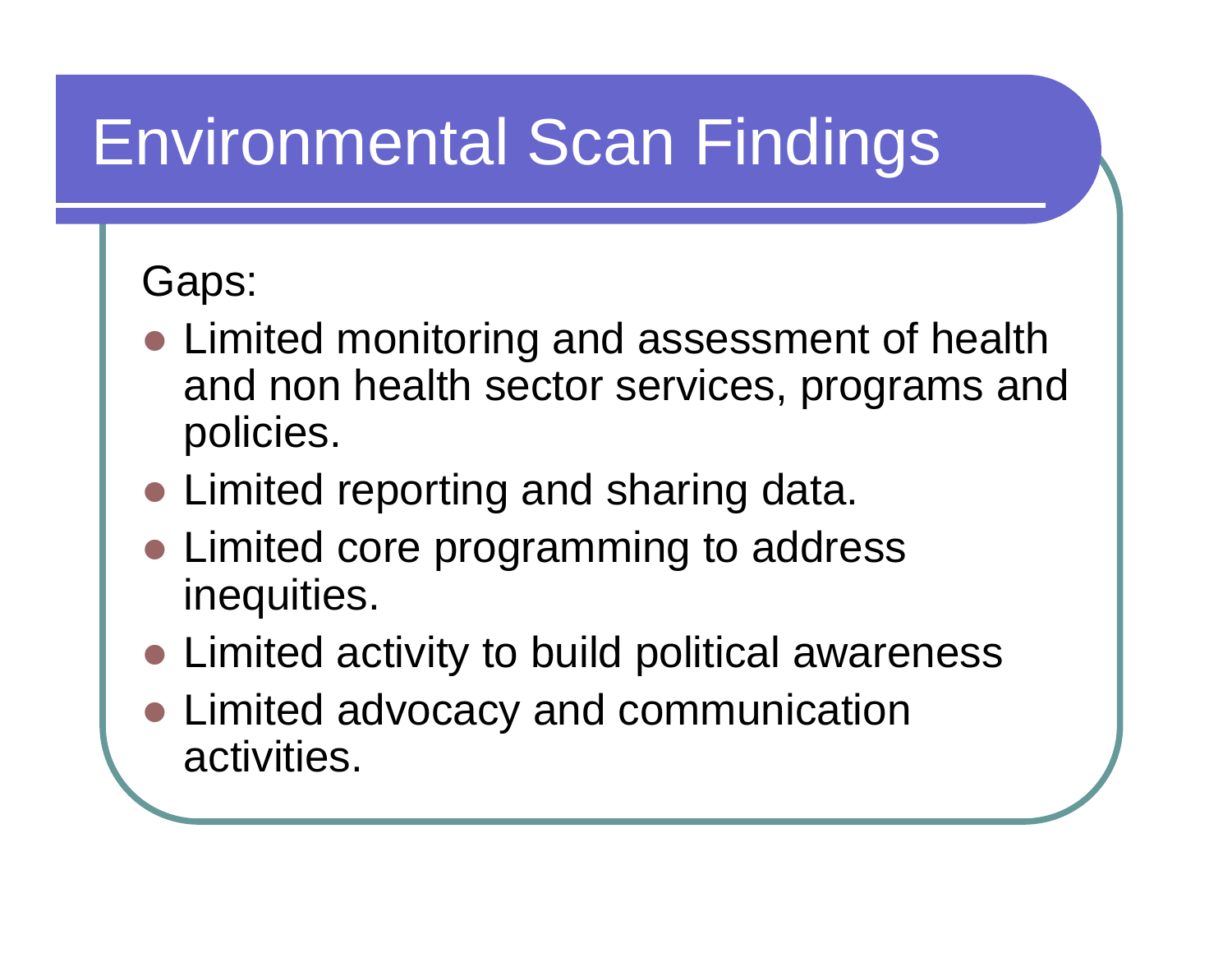# Environmental Scan Findings

Gaps:

- Limited monitoring and assessment of health and non health sector services, programs and policies.
- Limited reporting and sharing data.
- Limited core programming to address inequities.
- Limited activity to build political awareness
- Limited advocacy and communication activities.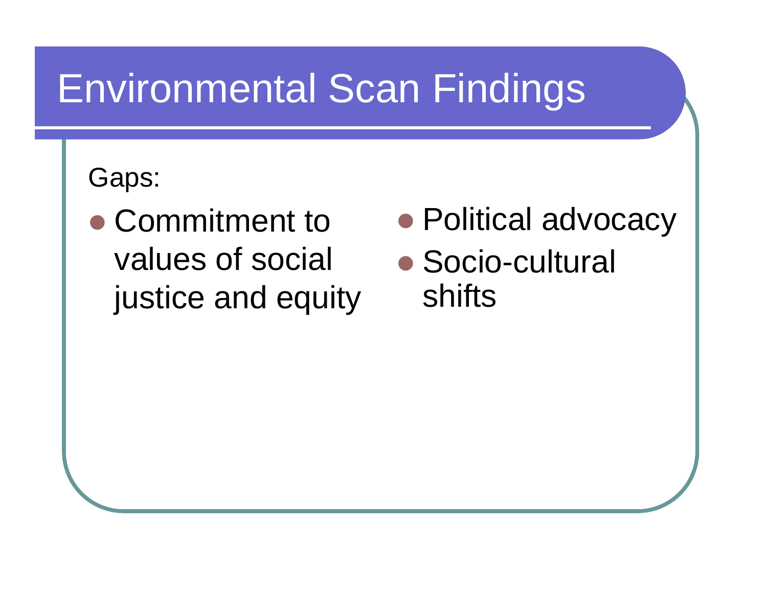# Environmental Scan Findings

Gaps:

- Commitment to values of social justice and equity
- Political advocacy
- Socio-cultural shifts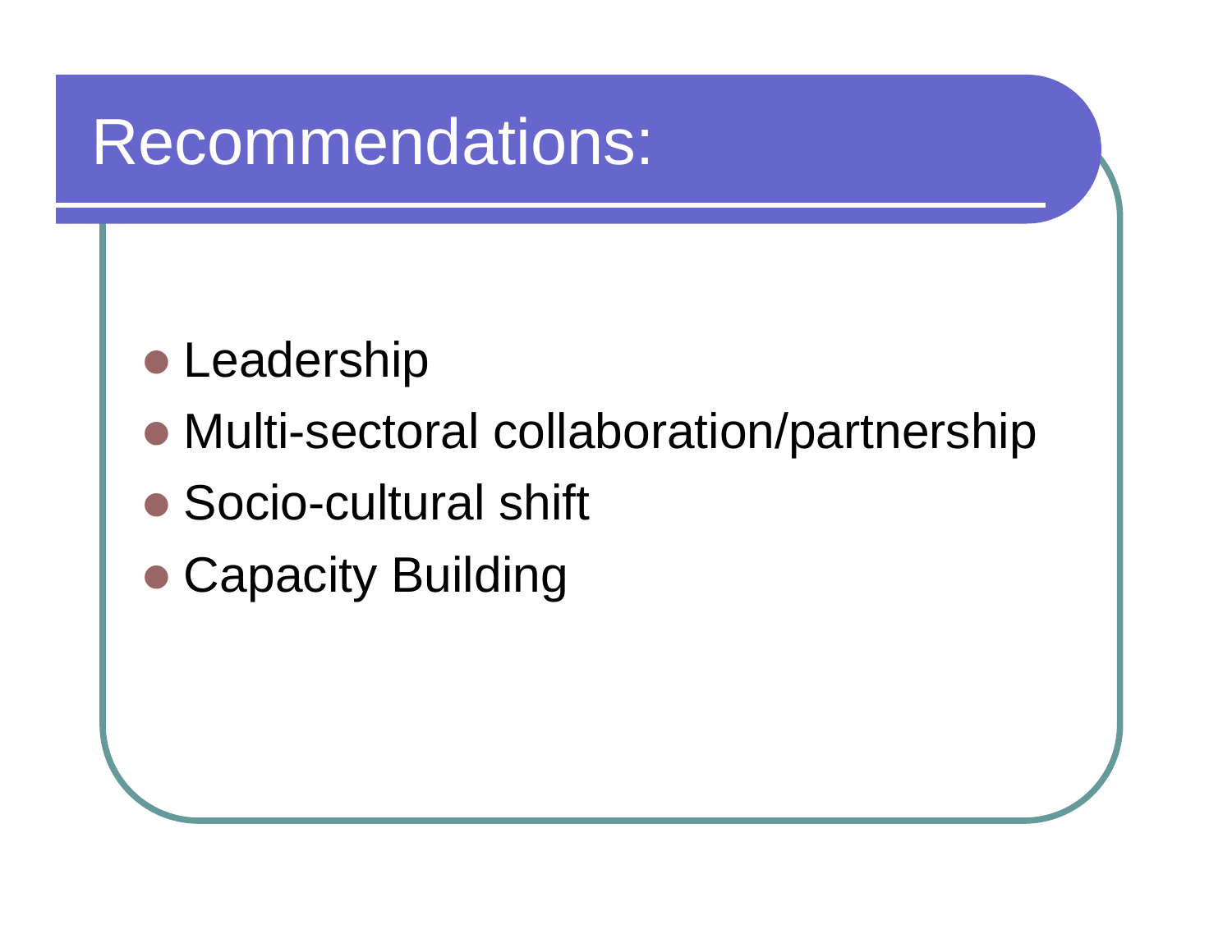# Recommendations:

- Leadership
- Multi-sectoral collaboration/partnership
- Socio-cultural shift
- Capacity Building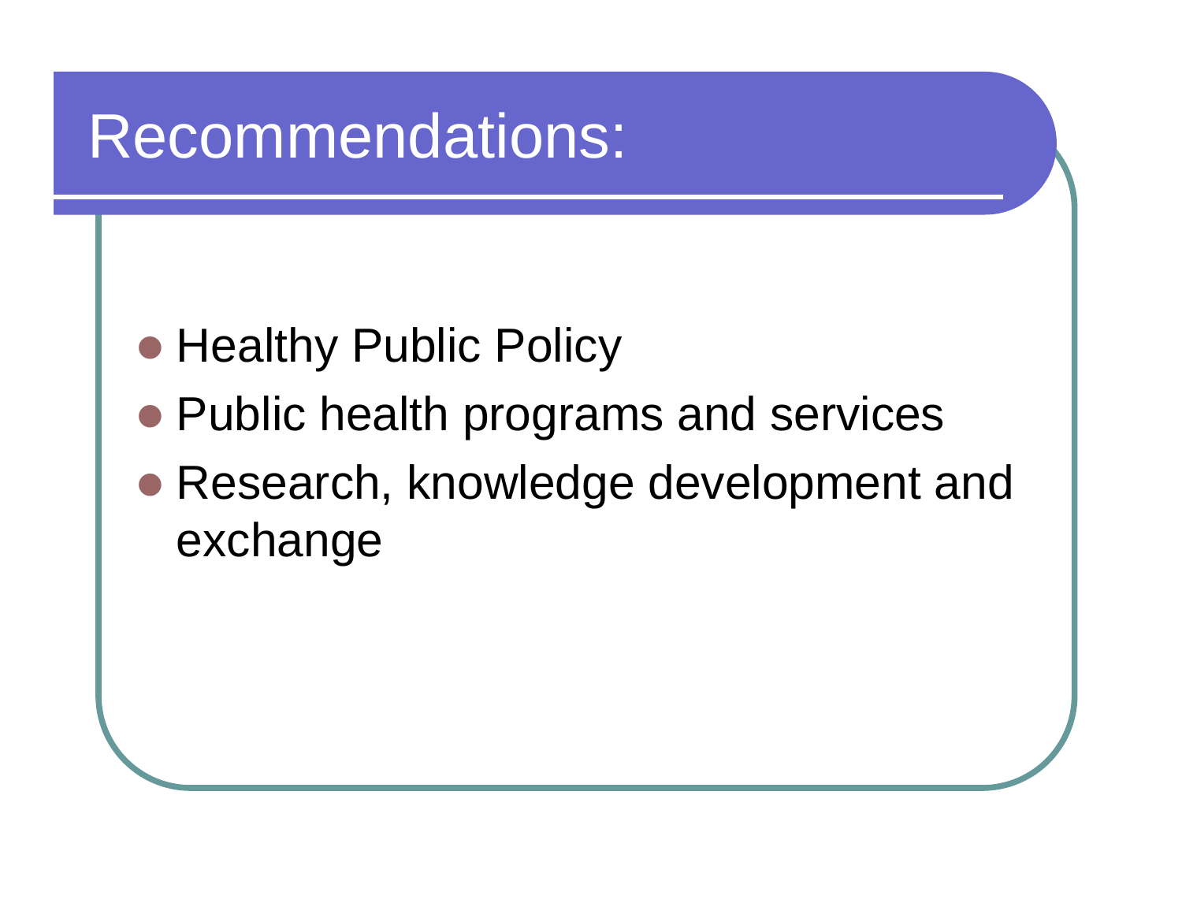# Recommendations:

- Healthy Public Policy
- Public health programs and services
- Research, knowledge development and exchange